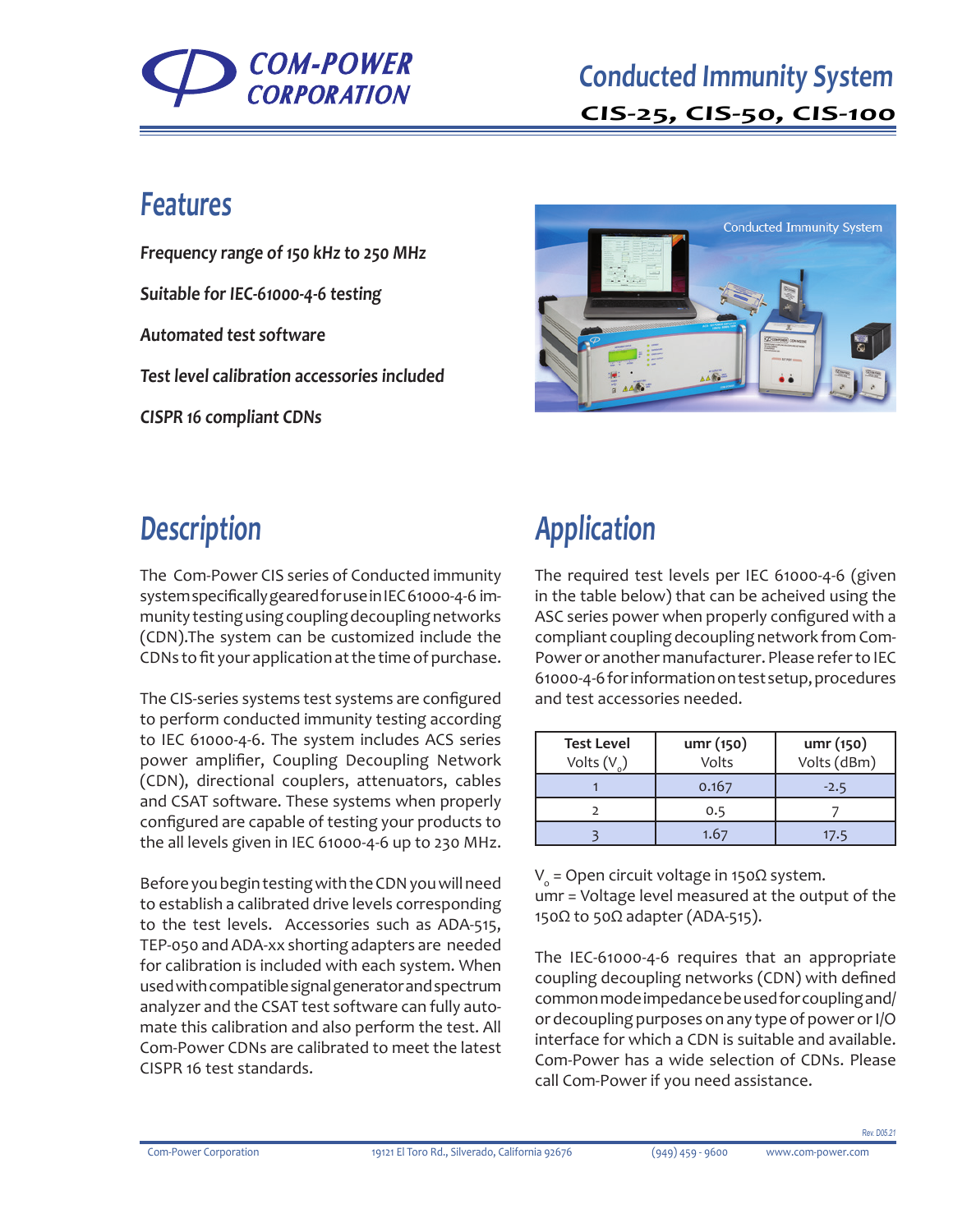# Conducted Immunity System

## CIS-25, CIS-50, CIS-100

## Features

*Frequency range of 150 kHz to 250 MHz*

*Suitable for IEC-61000-4-6 testing*

*Automated test software*

*Test level calibration accessories included*

*CISPR 16 compliant CDNs*

## Description

The Com-Power CIS series of Conducted immunity system specifically geared for use in IEC 61000-4-6 immunity testing using coupling decoupling networks (CDN).The system can be customized include the CDNs to fit your application at the time of purchase.

The CIS-series systems test systems are configured to perform conducted immunity testing according to IEC 61000-4-6. The system includes ACS series power amplifier, Coupling Decoupling Network (CDN), directional couplers, attenuators, cables and CSAT software. These systems when properly configured are capable of testing your products to the all levels given in IEC 61000-4-6 up to 230 MHz.

Before you begin testing with the CDN you will need to establish a calibrated drive levels corresponding to the test levels. Accessories such as ADA-515, TEP-050 and ADA-xx shorting adapters are needed for calibration is included with each system. When used with compatible signal generator and spectrum analyzer and the CSAT test software can fully automate this calibration and also perform the test. All Com-Power CDNs are calibrated to meet the latest CISPR 16 test standards.

## Application

The required test levels per IEC 61000-4-6 (given in the table below) that can be acheived using the ASC series power when properly configured with a compliant coupling decoupling network from Com-Power or another manufacturer. Please refer to IEC 61000-4-6 for information on test setup, procedures and test accessories needed.

| Test Level Volts ($V_o$) | umr (150) Volts | umr (150) Volts (dBm) |
|---|---|---|
| 1 | 0.167 | -2.5 |
| 2 | 0.5 | 7 |
| 3 | 1.67 | 17.5 |

$V_o$ = Open circuit voltage in 150Ω system.
umr = Voltage level measured at the output of the 150Ω to 50Ω adapter (ADA-515).

The IEC-61000-4-6 requires that an appropriate coupling decoupling networks (CDN) with defined common mode impedance be used for coupling and/or decoupling purposes on any type of power or I/O interface for which a CDN is suitable and available. Com-Power has a wide selection of CDNs. Please call Com-Power if you need assistance.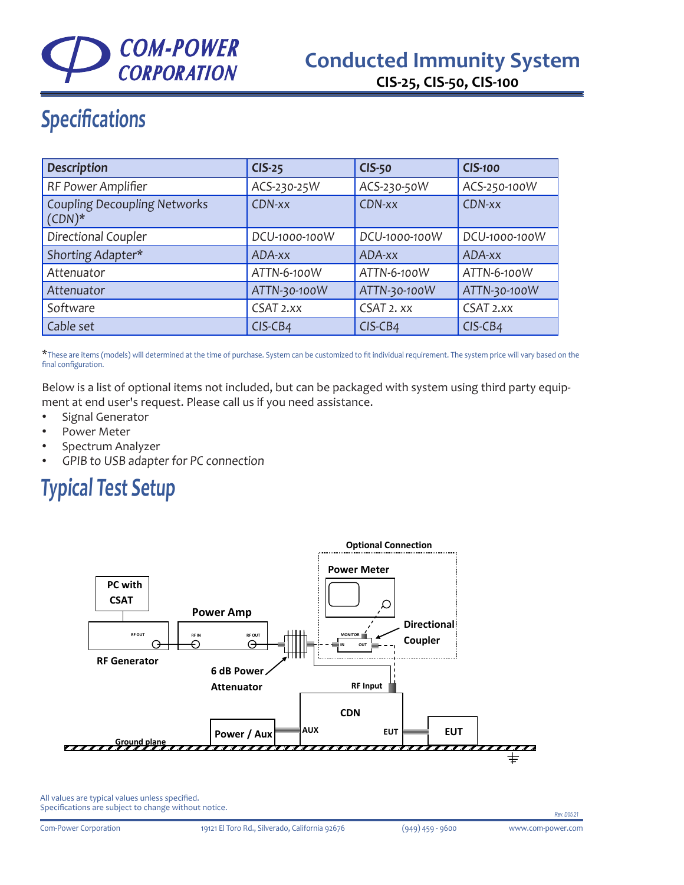# Conducted Immunity System

**CIS-25, CIS-50, CIS-100**

## Specifications

| Description | CIS-25 | CIS-50 | CIS-100 |
|---|---|---|---|
| RF Power Amplifier | ACS-230-25W | ACS-230-50W | ACS-250-100W |
| Coupling Decoupling Networks (CDN)* | CDN-xx | CDN-xx | CDN-xx |
| Directional Coupler | DCU-1000-100W | DCU-1000-100W | DCU-1000-100W |
| Shorting Adapter* | ADA-xx | ADA-xx | ADA-xx |
| Attenuator | ATTN-6-100W | ATTN-6-100W | ATTN-6-100W |
| Attenuator | ATTN-30-100W | ATTN-30-100W | ATTN-30-100W |
| Software | CSAT 2.xx | CSAT 2. xx | CSAT 2.xx |
| Cable set | CIS-CB4 | CIS-CB4 | CIS-CB4 |

*These are items (models) will determined at the time of purchase. System can be customized to fit individual requirement. The system price will vary based on the final configuration.

Below is a list of optional items not included, but can be packaged with system using third party equipment at end user's request. Please call us if you need assistance.

- Signal Generator
- Power Meter
- Spectrum Analyzer
- *GPIB to USB adapter for PC connection*

## Typical Test Setup

Optional Connection
Power Meter
PC with CSAT
Power Amp
Directional Coupler
MONITOR
IN
OUT
RF OUT
RF IN
RF OUT
RF Generator
6 dB Power Attenuator
RF Input
CDN
Power / Aux
AUX
EUT
EUT
Ground plane

All values are typical values unless specified.
Specifications are subject to change without notice.

Rev. D05.21

Com-Power Corporation 19121 El Toro Rd., Silverado, California 92676 (949) 459 - 9600 www.com-power.com